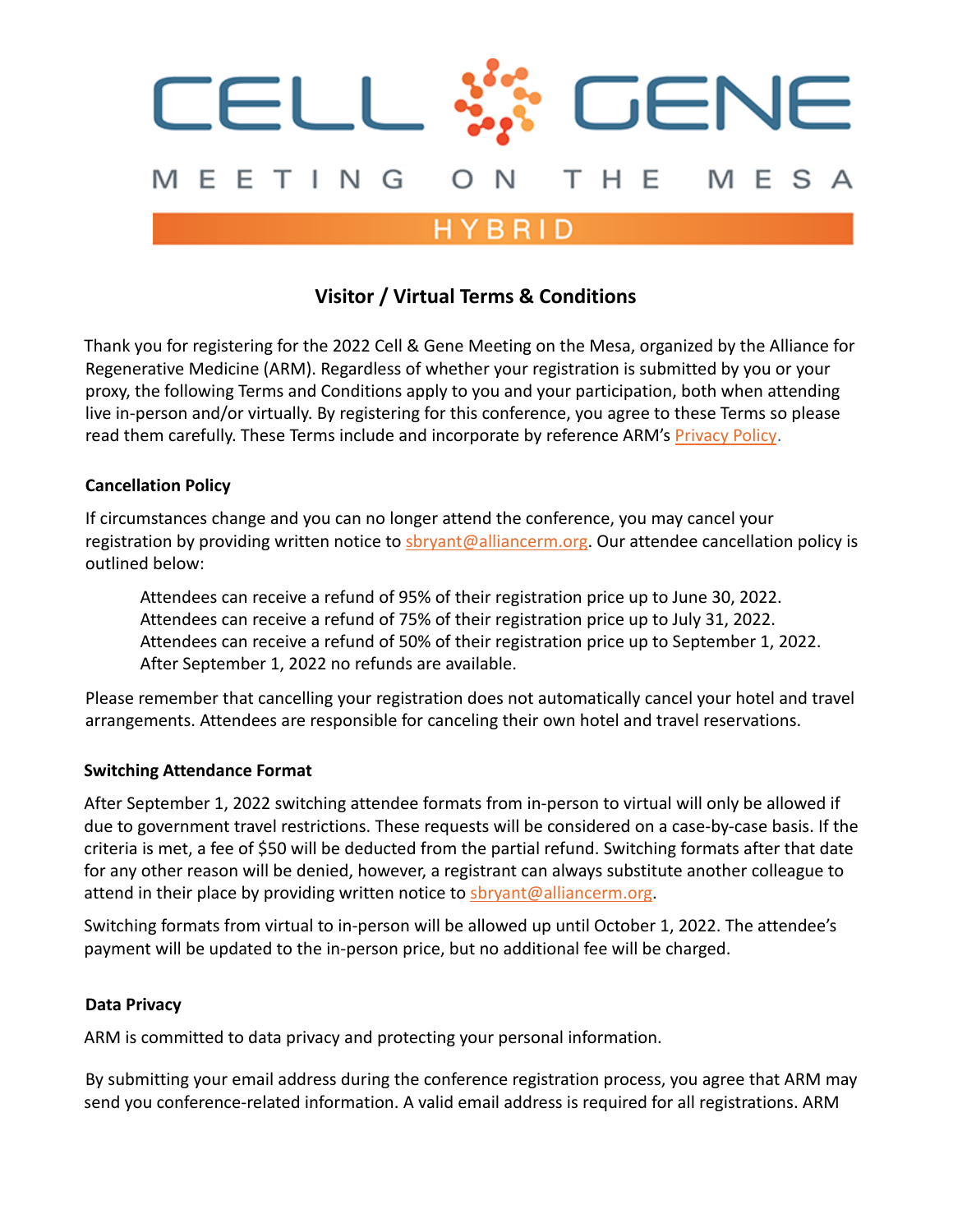# CELL GENE

MEETING ON THE MESA

HYBRID

## Visitor / Virtual Terms & Conditions

Thank you for registering for the 2022 Cell & Gene Meeting on the Mesa, organized by the Alliance for Regenerative Medicine (ARM). Regardless of whether your registration is submitted by you or your proxy, the following Terms and Conditions apply to you and your participation, both when attending live in-person and/or virtually. By registering for this conference, you agree to these Terms so please read them carefully. These Terms include and incorporate by reference ARM's Privacy Policy.

### Cancellation Policy

If circumstances change and you can no longer attend the conference, you may cancel your registration by providing written notice to sbryant@alliancerm.org. Our attendee cancellation policy is outlined below:

> Attendees can receive a refund of 95% of their registration price up to June 30, 2022.
> Attendees can receive a refund of 75% of their registration price up to July 31, 2022.
> Attendees can receive a refund of 50% of their registration price up to September 1, 2022.
> After September 1, 2022 no refunds are available.

Please remember that cancelling your registration does not automatically cancel your hotel and travel arrangements. Attendees are responsible for canceling their own hotel and travel reservations.

### Switching Attendance Format

After September 1, 2022 switching attendee formats from in-person to virtual will only be allowed if due to government travel restrictions. These requests will be considered on a case-by-case basis. If the criteria is met, a fee of $50 will be deducted from the partial refund. Switching formats after that date for any other reason will be denied, however, a registrant can always substitute another colleague to attend in their place by providing written notice to sbryant@alliancerm.org.

Switching formats from virtual to in-person will be allowed up until October 1, 2022. The attendee's payment will be updated to the in-person price, but no additional fee will be charged.

### Data Privacy

ARM is committed to data privacy and protecting your personal information.

By submitting your email address during the conference registration process, you agree that ARM may send you conference-related information. A valid email address is required for all registrations. ARM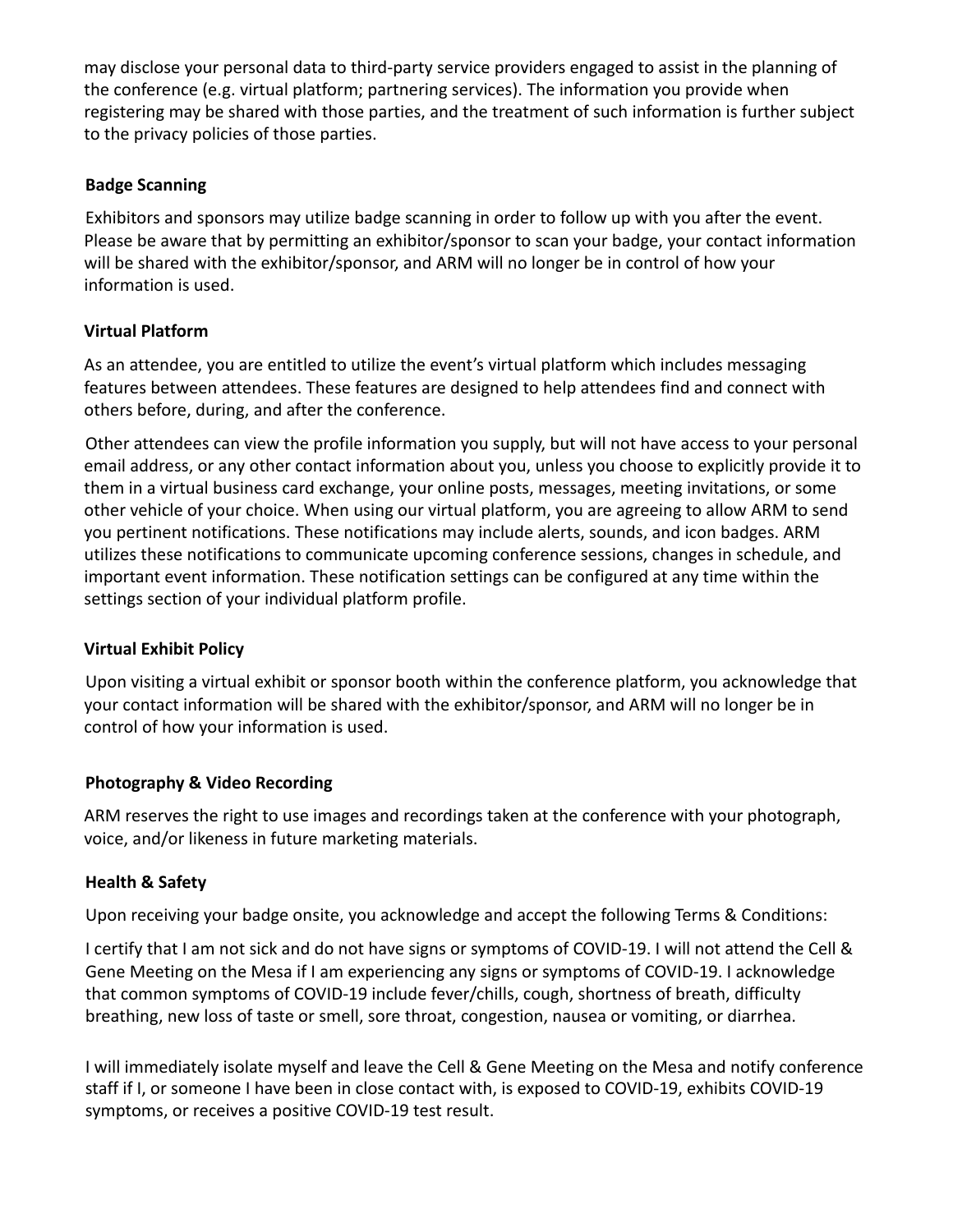may disclose your personal data to third-party service providers engaged to assist in the planning of the conference (e.g. virtual platform; partnering services). The information you provide when registering may be shared with those parties, and the treatment of such information is further subject to the privacy policies of those parties.

**Badge Scanning**

Exhibitors and sponsors may utilize badge scanning in order to follow up with you after the event. Please be aware that by permitting an exhibitor/sponsor to scan your badge, your contact information will be shared with the exhibitor/sponsor, and ARM will no longer be in control of how your information is used.

**Virtual Platform**

As an attendee, you are entitled to utilize the event's virtual platform which includes messaging features between attendees. These features are designed to help attendees find and connect with others before, during, and after the conference.

Other attendees can view the profile information you supply, but will not have access to your personal email address, or any other contact information about you, unless you choose to explicitly provide it to them in a virtual business card exchange, your online posts, messages, meeting invitations, or some other vehicle of your choice. When using our virtual platform, you are agreeing to allow ARM to send you pertinent notifications. These notifications may include alerts, sounds, and icon badges. ARM utilizes these notifications to communicate upcoming conference sessions, changes in schedule, and important event information. These notification settings can be configured at any time within the settings section of your individual platform profile.

**Virtual Exhibit Policy**

Upon visiting a virtual exhibit or sponsor booth within the conference platform, you acknowledge that your contact information will be shared with the exhibitor/sponsor, and ARM will no longer be in control of how your information is used.

**Photography & Video Recording**

ARM reserves the right to use images and recordings taken at the conference with your photograph, voice, and/or likeness in future marketing materials.

**Health & Safety**

Upon receiving your badge onsite, you acknowledge and accept the following Terms & Conditions:

I certify that I am not sick and do not have signs or symptoms of COVID-19. I will not attend the Cell & Gene Meeting on the Mesa if I am experiencing any signs or symptoms of COVID-19. I acknowledge that common symptoms of COVID-19 include fever/chills, cough, shortness of breath, difficulty breathing, new loss of taste or smell, sore throat, congestion, nausea or vomiting, or diarrhea.

I will immediately isolate myself and leave the Cell & Gene Meeting on the Mesa and notify conference staff if I, or someone I have been in close contact with, is exposed to COVID-19, exhibits COVID-19 symptoms, or receives a positive COVID-19 test result.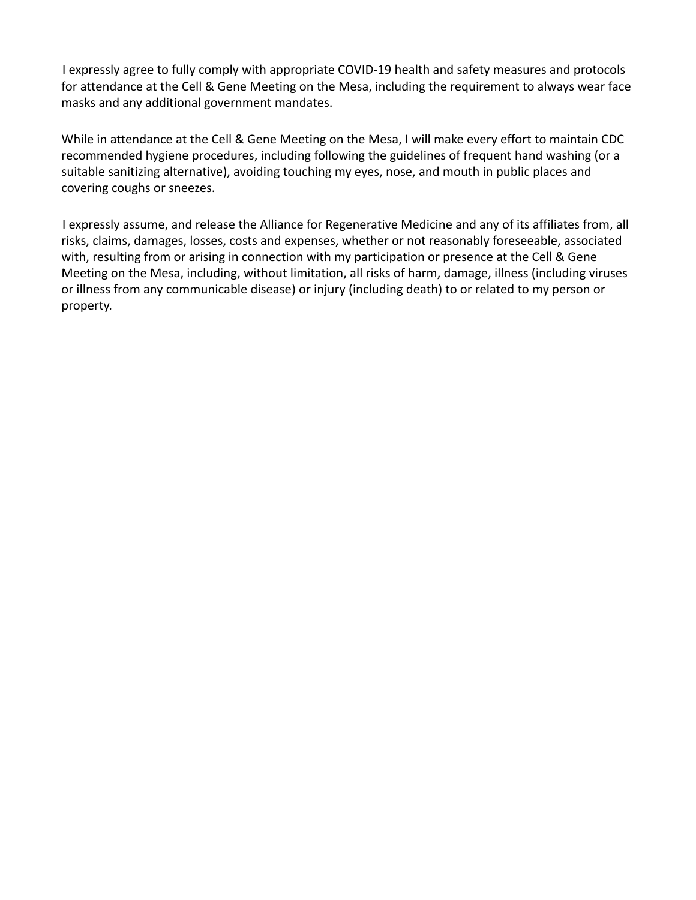I expressly agree to fully comply with appropriate COVID-19 health and safety measures and protocols for attendance at the Cell & Gene Meeting on the Mesa, including the requirement to always wear face masks and any additional government mandates.

While in attendance at the Cell & Gene Meeting on the Mesa, I will make every effort to maintain CDC recommended hygiene procedures, including following the guidelines of frequent hand washing (or a suitable sanitizing alternative), avoiding touching my eyes, nose, and mouth in public places and covering coughs or sneezes.

I expressly assume, and release the Alliance for Regenerative Medicine and any of its affiliates from, all risks, claims, damages, losses, costs and expenses, whether or not reasonably foreseeable, associated with, resulting from or arising in connection with my participation or presence at the Cell & Gene Meeting on the Mesa, including, without limitation, all risks of harm, damage, illness (including viruses or illness from any communicable disease) or injury (including death) to or related to my person or property.